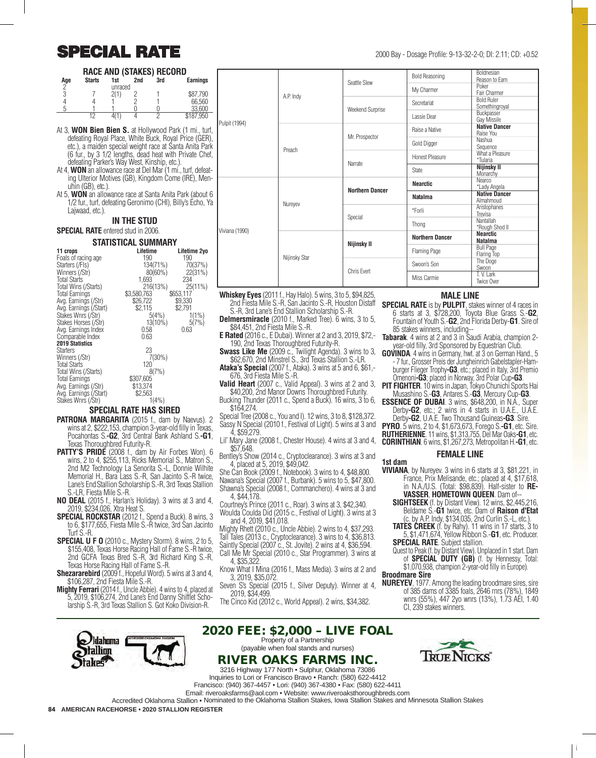# SPECIAL RATE

2000 Bay - Dosage Profile: 9-13-32-2-0; DI: 2.11; CD: +0.52

### RACE AND (STAKES) RECORD

| Age | Starts | 1st | 2nd | 3rd | Earnings |
|---|---|---|---|---|---|
| 2 | | unraced | | | |
| 3 | 7 | 2(1) | 2 | 1 | $87,790 |
| 4 | 4 | 1 | 2 | 1 | 66,560 |
| 5 | 1 | 1 | 0 | 0 | 33,600 |
| | 12 | 4(1) | 4 | 2 | $187,950 |

At 3, **WON Bien Bien S.** at Hollywood Park (1 mi., turf, defeating Royal Place, White Buck, Royal Price (GER), etc.), a maiden special weight race at Santa Anita Park (6 fur., by 3 1/2 lengths, dead heat with Private Chef, defeating Parker's Way West, Kinship, etc.).

At 4, **WON** an allowance race at Del Mar (1 mi., turf, defeating Ulterior Motives (GB), Kingdom Come (IRE), Menuhin (GB), etc.).

At 5, **WON** an allowance race at Santa Anita Park (about 6 1/2 fur., turf, defeating Geronimo (CHI), Billy's Echo, Ya Lajwaad, etc.).

### IN THE STUD

**SPECIAL RATE** entered stud in 2006.

### STATISTICAL SUMMARY

| 11 crops | Lifetime | Lifetime 2yo |
|---|---|---|
| Foals of racing age | 190 | 190 |
| Starters (/Fls) | 134(71%) | 70(37%) |
| Winners (/Str) | 80(60%) | 22(31%) |
| Total Starts | 1,693 | 234 |
| Total Wins (/Starts) | 216(13%) | 25(11%) |
| Total Earnings | $3,580,763 | $653,117 |
| Avg. Earnings (/Str) | $26,722 | $9,330 |
| Avg. Earnings (/Start) | $2,115 | $2,791 |
| Stakes Wnrs (/Str) | 5(4%) | 1(1%) |
| Stakes Horses (/Str) | 13(10%) | 5(7%) |
| Avg. Earnings Index | 0.58 | 0.63 |
| Comparable Index | 0.63 | |
| **2019 Statistics** | | |
| Starters | 23 | |
| Winners (/Str) | 7(30%) | |
| Total Starts | 120 | |
| Total Wins (/Starts) | 8(7%) | |
| Total Earnings | $307,605 | |
| Avg. Earnings (/Str) | $13,374 | |
| Avg. Earnings (/Start) | $2,563 | |
| Stakes Wnrs (/Str) | 1(4%) | |

### SPECIAL RATE HAS SIRED

**PATRONA MARGARITA** (2015 f., dam by Naevus). 2 wins at 2, $222,153, champion 3-year-old filly in Texas, Pocahontas S.-**G2**, 3rd Central Bank Ashland S.-**G1**, Texas Thoroughbred Futurity-R.

**PATTY'S PRIDE** (2008 f., dam by Air Forbes Won). 6 wins, 2 to 4, $255,113, Ricks Memorial S., Matron S., 2nd M2 Technology La Senorita S.-L, Donnie Wilhite Memorial H., Bara Lass S.-R, San Jacinto S.-R twice, Lane's End Stallion Scholarship S.-R, 3rd Texas Stallion S.-LR, Fiesta Mile S.-R.

**NO DEAL** (2015 f., Harlan's Holiday). 3 wins at 3 and 4, 2019, $234,026, Xtra Heat S.

**SPECIAL ROCKSTAR** (2012 f., Spend a Buck). 8 wins, 3 to 6, $177,655, Fiesta Mile S.-R twice, 3rd San Jacinto Turf S.-R.

**SPECIAL U F O** (2010 c., Mystery Storm). 8 wins, 2 to 5, $155,408, Texas Horse Racing Hall of Fame S.-R twice, 2nd GCFA Texas Bred S.-R, 3rd Richard King S.-R, Texas Horse Racing Hall of Fame S.-R.

**Shezararebird** (2009 f., Hopeful Word). 5 wins at 3 and 4, $106,287, 2nd Fiesta Mile S.-R.

**Mighty Ferrari** (2014 f., Uncle Abbie). 4 wins to 4, placed at 5, 2019, $106,274, 2nd Lane's End Danny Shifflet Scholarship S.-R, 3rd Texas Stallion S. Got Koko Division-R.

**Whiskey Eyes** (2011 f., Hay Halo). 5 wins, 3 to 5, $94,825, 2nd Fiesta Mile S.-R, San Jacinto S.-R, Houston Distaff S.-R, 3rd Lane's End Stallion Scholarship S.-R.

**Delmersmiracle** (2010 c., Marked Tree). 6 wins, 3 to 5, $84,451, 2nd Fiesta Mile S.-R.

**E Rated** (2016 c., E Dubai). Winner at 2 and 3, 2019, $72,190, 2nd Texas Thoroughbred Futurity-R.

**Swass Like Me** (2009 c., Twilight Agenda). 3 wins to 3, $62,670, 2nd Minstrel S., 3rd Texas Stallion S.-LR.

**Ataka's Special** (2007 f., Ataka). 3 wins at 5 and 6, $61,676, 3rd Fiesta Mile S.-R.

**Valid Heart** (2007 c., Valid Appeal). 3 wins at 2 and 3, $40,200, 2nd Manor Downs Thoroughbred Futurity.

Bucking Thunder (2011 c., Spend a Buck). 16 wins, 3 to 6, $164,274.

Special Tree (2008 c., You and I). 12 wins, 3 to 8, $128,372.

Sassy N Special (2010 f., Festival of Light). 5 wins at 3 and 4, $59,279.

Lil' Mary Jane (2008 f., Chester House). 4 wins at 3 and 4, $57,648.

Bentley's Show (2014 c., Cryptoclearance). 3 wins at 3 and 4, placed at 5, 2019, $49,042.

She Can Book (2009 f., Notebook). 3 wins to 4, $48,800.

Nawana's Special (2007 f., Burbank). 5 wins to 5, $47,800.

Shawna's Special (2008 f., Commanchero). 4 wins at 3 and 4, $44,178.

Courtney's Prince (2011 c., Roar). 3 wins at 3, $42,340.

Woulda Coulda Did (2015 c., Festival of Light). 3 wins at 3 and 4, 2019, $41,018.

Mighty Rhett (2010 c., Uncle Abbie). 2 wins to 4, $37,293.

Tall Tales (2013 c., Cryptoclearance). 3 wins to 4, $36,813.

Saintly Special (2007 c., St. Jovite). 2 wins at 4, $36,594.

Call Me Mr Special (2010 c., Star Programmer). 3 wins at 4, $35,322.

Know What I Mina (2016 f., Mass Media). 3 wins at 2 and 3, 2019, $35,072.

Seven S's Special (2015 f., Silver Deputy). Winner at 4, 2019, $34,499.

The Cinco Kid (2012 c., World Appeal). 2 wins, $34,382.

### PEDIGREE

| | | | | |
|---|---|---|---|---|
| Pulpit (1994) | A.P. Indy | Seattle Slew | Bold Reasoning | Boldnesian / Reason to Earn |
| | | | My Charmer | Poker / Fair Charmer |
| | | Weekend Surprise | Secretariat | Bold Ruler / Somethingroyal |
| | | | Lassie Dear | Buckpasser / Gay Missile |
| | Preach | Mr. Prospector | Raise a Native | **Native Dancer** / Raise You |
| | | | Gold Digger | Nashua / Sequence |
| | | Narrate | Honest Pleasure | What a Pleasure / *Tularia |
| | | | State | **Nijinsky II** / Monarchy |
| Viviana (1990) | Nureyev | **Northern Dancer** | **Nearctic** | Nearco / *Lady Angela |
| | | | **Natalma** | **Native Dancer** / Almahmoud |
| | | Special | *Forli | Aristophanes / Trevisa |
| | | | Thong | Nantallah / *Rough Shod II |
| | Nijinsky Star | **Nijinsky II** | **Northern Dancer** | **Nearctic** / **Natalma** |
| | | | Flaming Page | Bull Page / Flaring Top |
| | | Chris Evert | Swoon's Son | The Doge / Swoon |
| | | | Miss Carmie | T. V. Lark / Twice Over |

### MALE LINE

**SPECIAL RATE** is by **PULPIT**, stakes winner of 4 races in 6 starts at 3, $728,200, Toyota Blue Grass S.-**G2**, Fountain of Youth S.-**G2**, 2nd Florida Derby-**G1**. Sire of 85 stakes winners, including--

**Tabarak**. 4 wins at 2 and 3 in Saudi Arabia, champion 2-year-old filly, 3rd Sponsored by Equestrian Club.

**GOVINDA**. 4 wins in Germany, hwt. at 3 on German Hand., 5 - 7 fur., Grosser Preis der Jungheinrich Gabelstapler-Hamburger Flieger Trophy-**G3**, etc.; placed in Italy, 3rd Premio Omenoni-**G3**; placed in Norway, 3rd Polar Cup-**G3**.

**PIT FIGHTER**. 10 wins in Japan, Tokyo Chunichi Sports Hai Musashino S.-**G3**, Antares S.-**G3**, Mercury Cup-**G3**.

**ESSENCE OF DUBAI**. 3 wins, $648,200, in N.A., Super Derby-**G2**, etc.; 2 wins in 4 starts in U.A.E., U.A.E. Derby-**G2**, U.A.E. Two Thousand Guineas-**G3**. Sire.

**PYRO**. 5 wins, 2 to 4, $1,673,673, Forego S.-**G1**, etc. Sire.

**RUTHERIENNE**. 11 wins, $1,313,755, Del Mar Oaks-**G1**, etc.

**CORINTHIAN**. 6 wins, $1,267,273, Metropolitan H.-**G1**, etc.

### FEMALE LINE

**1st dam**

**VIVIANA**, by Nureyev. 3 wins in 6 starts at 3, $81,221, in France, Prix Melisande, etc.; placed at 4, $17,618, in N.A./U.S. (Total: $98,839). Half-sister to **RE-VASSER**, **HOMETOWN QUEEN**. Dam of--

**SIGHTSEEK** (f. by Distant View). 12 wins, $2,445,216, Beldame S.-**G1** twice, etc. Dam of **Raison d'Etat** (c. by A.P. Indy, $134,035, 2nd Curlin S.-L, etc.).

**TATES CREEK** (f. by Rahy). 11 wins in 17 starts, 3 to 5, $1,471,674, Yellow Ribbon S.-**G1**, etc. Producer.

**SPECIAL RATE**. Subject stallion.

Quest to Peak (f. by Distant View). Unplaced in 1 start. Dam of **SPECIAL DUTY (GB)** (f. by Hennessy, Total: $1,070,938, champion 2-year-old filly in Europe).

**Broodmare Sire**

**NUREYEV**, 1977. Among the leading broodmare sires, sire of 385 dams of 3385 foals, 2646 rnrs (78%), 1849 wnrs (55%), 447 2yo wnrs (13%), 1.73 AEI, 1.40 CI, 239 stakes winners.

## 2020 FEE: $2,000 – LIVE FOAL

Property of a Partnership

(payable when foal stands and nurses)

## RIVER OAKS FARMS INC.

3216 Highway 177 North • Sulphur, Oklahoma 73086

Inquiries to Lori or Francisco Bravo • Ranch: (580) 622-4412

Francisco: (940) 367-4457 • Lori: (940) 367-4380 • Fax: (580) 622-4411

Email: riverocaksfarms@aol.com • Website: www.riveroaksthoroughbreds.com

Accredited Oklahoma Stallion • Nominated to the Oklahoma Stallion Stakes, Iowa Stallion Stakes and Minnesota Stallion Stakes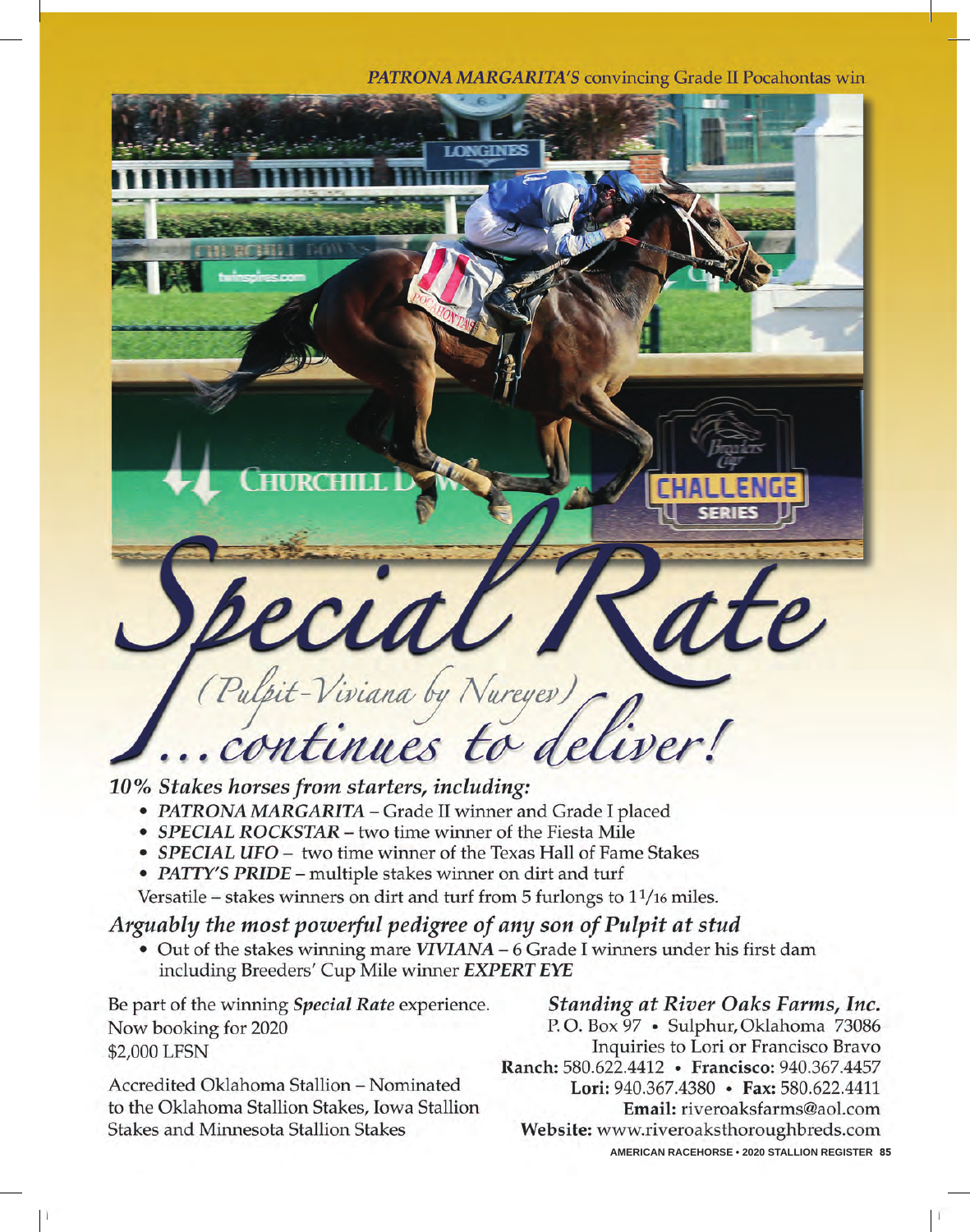*PATRONA MARGARITA'S* convincing Grade II Pocahontas win

# Special Rate

*(Pulpit-Viviana by Nureyev)*

## ...continues to deliver!

### *10% Stakes horses from starters, including:*

- ***PATRONA MARGARITA*** – Grade II winner and Grade I placed
- ***SPECIAL ROCKSTAR*** – two time winner of the Fiesta Mile
- ***SPECIAL UFO*** – two time winner of the Texas Hall of Fame Stakes
- ***PATTY'S PRIDE*** – multiple stakes winner on dirt and turf

Versatile – stakes winners on dirt and turf from 5 furlongs to 1 1/16 miles.

### *Arguably the most powerful pedigree of any son of Pulpit at stud*

- Out of the stakes winning mare ***VIVIANA*** – 6 Grade I winners under his first dam including Breeders' Cup Mile winner ***EXPERT EYE***

Be part of the winning ***Special Rate*** experience.
Now booking for 2020
$2,000 LFSN

Accredited Oklahoma Stallion – Nominated to the Oklahoma Stallion Stakes, Iowa Stallion Stakes and Minnesota Stallion Stakes

***Standing at River Oaks Farms, Inc.***
P.O. Box 97 • Sulphur, Oklahoma 73086
Inquiries to Lori or Francisco Bravo
**Ranch:** 580.622.4412 • **Francisco:** 940.367.4457
**Lori:** 940.367.4380 • **Fax:** 580.622.4411
**Email:** riveroaksfarms@aol.com
**Website:** www.riveroaksthoroughbreds.com